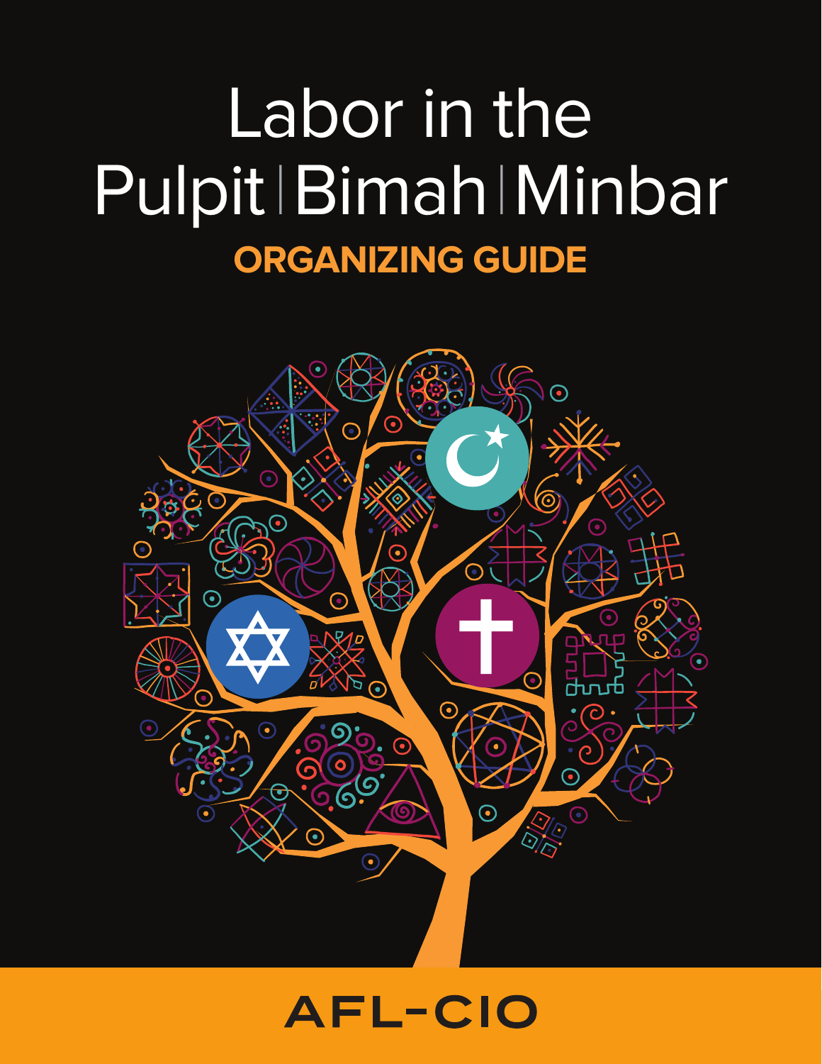# Labor in the Pulpit | Bimah | Minbar

## ORGANIZING GUIDE

AFL-CIO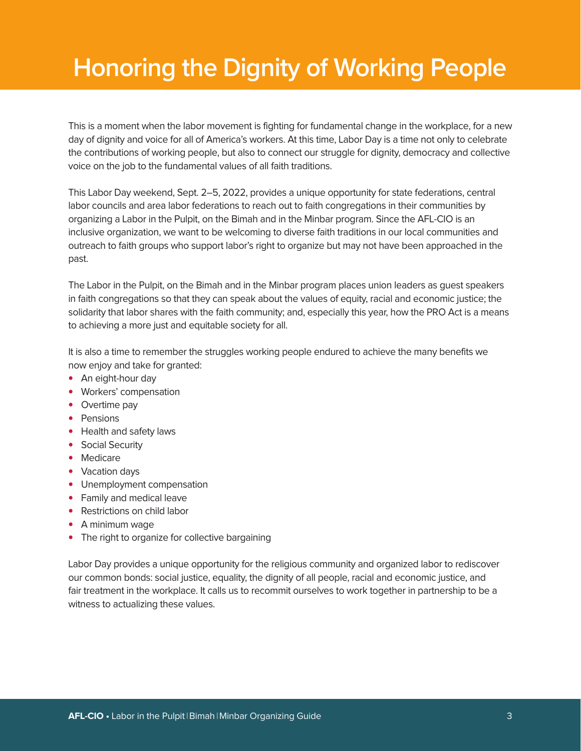# Honoring the Dignity of Working People

This is a moment when the labor movement is fighting for fundamental change in the workplace, for a new day of dignity and voice for all of America's workers. At this time, Labor Day is a time not only to celebrate the contributions of working people, but also to connect our struggle for dignity, democracy and collective voice on the job to the fundamental values of all faith traditions.

This Labor Day weekend, Sept. 2–5, 2022, provides a unique opportunity for state federations, central labor councils and area labor federations to reach out to faith congregations in their communities by organizing a Labor in the Pulpit, on the Bimah and in the Minbar program. Since the AFL-CIO is an inclusive organization, we want to be welcoming to diverse faith traditions in our local communities and outreach to faith groups who support labor's right to organize but may not have been approached in the past.

The Labor in the Pulpit, on the Bimah and in the Minbar program places union leaders as guest speakers in faith congregations so that they can speak about the values of equity, racial and economic justice; the solidarity that labor shares with the faith community; and, especially this year, how the PRO Act is a means to achieving a more just and equitable society for all.

It is also a time to remember the struggles working people endured to achieve the many benefits we now enjoy and take for granted:

- An eight-hour day
- Workers' compensation
- Overtime pay
- Pensions
- Health and safety laws
- Social Security
- Medicare
- Vacation days
- Unemployment compensation
- Family and medical leave
- Restrictions on child labor
- A minimum wage
- The right to organize for collective bargaining

Labor Day provides a unique opportunity for the religious community and organized labor to rediscover our common bonds: social justice, equality, the dignity of all people, racial and economic justice, and fair treatment in the workplace. It calls us to recommit ourselves to work together in partnership to be a witness to actualizing these values.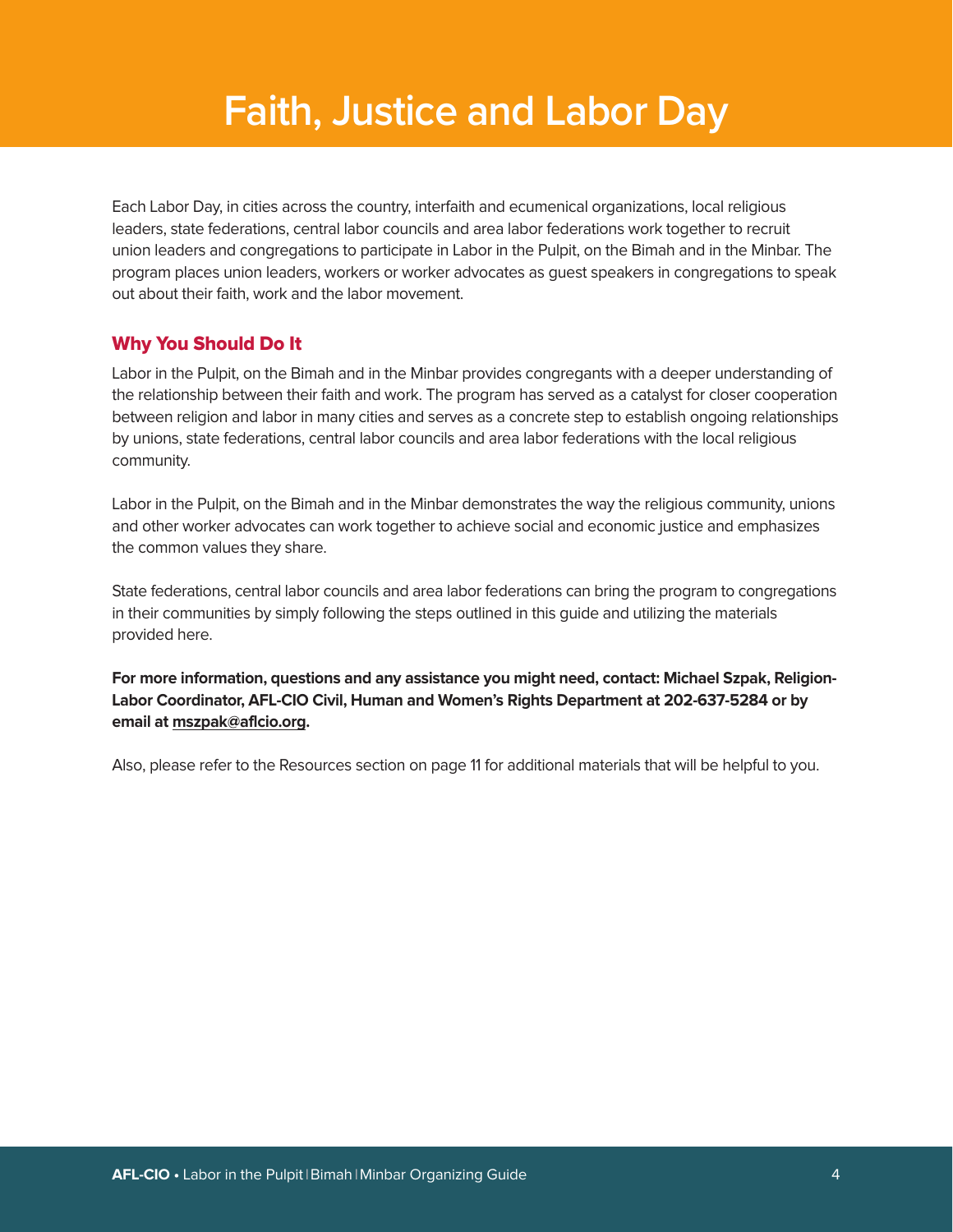# Faith, Justice and Labor Day

Each Labor Day, in cities across the country, interfaith and ecumenical organizations, local religious leaders, state federations, central labor councils and area labor federations work together to recruit union leaders and congregations to participate in Labor in the Pulpit, on the Bimah and in the Minbar. The program places union leaders, workers or worker advocates as guest speakers in congregations to speak out about their faith, work and the labor movement.

## Why You Should Do It

Labor in the Pulpit, on the Bimah and in the Minbar provides congregants with a deeper understanding of the relationship between their faith and work. The program has served as a catalyst for closer cooperation between religion and labor in many cities and serves as a concrete step to establish ongoing relationships by unions, state federations, central labor councils and area labor federations with the local religious community.

Labor in the Pulpit, on the Bimah and in the Minbar demonstrates the way the religious community, unions and other worker advocates can work together to achieve social and economic justice and emphasizes the common values they share.

State federations, central labor councils and area labor federations can bring the program to congregations in their communities by simply following the steps outlined in this guide and utilizing the materials provided here.

**For more information, questions and any assistance you might need, contact: Michael Szpak, Religion-Labor Coordinator, AFL-CIO Civil, Human and Women's Rights Department at 202-637-5284 or by email at mszpak@aflcio.org.**

Also, please refer to the Resources section on page 11 for additional materials that will be helpful to you.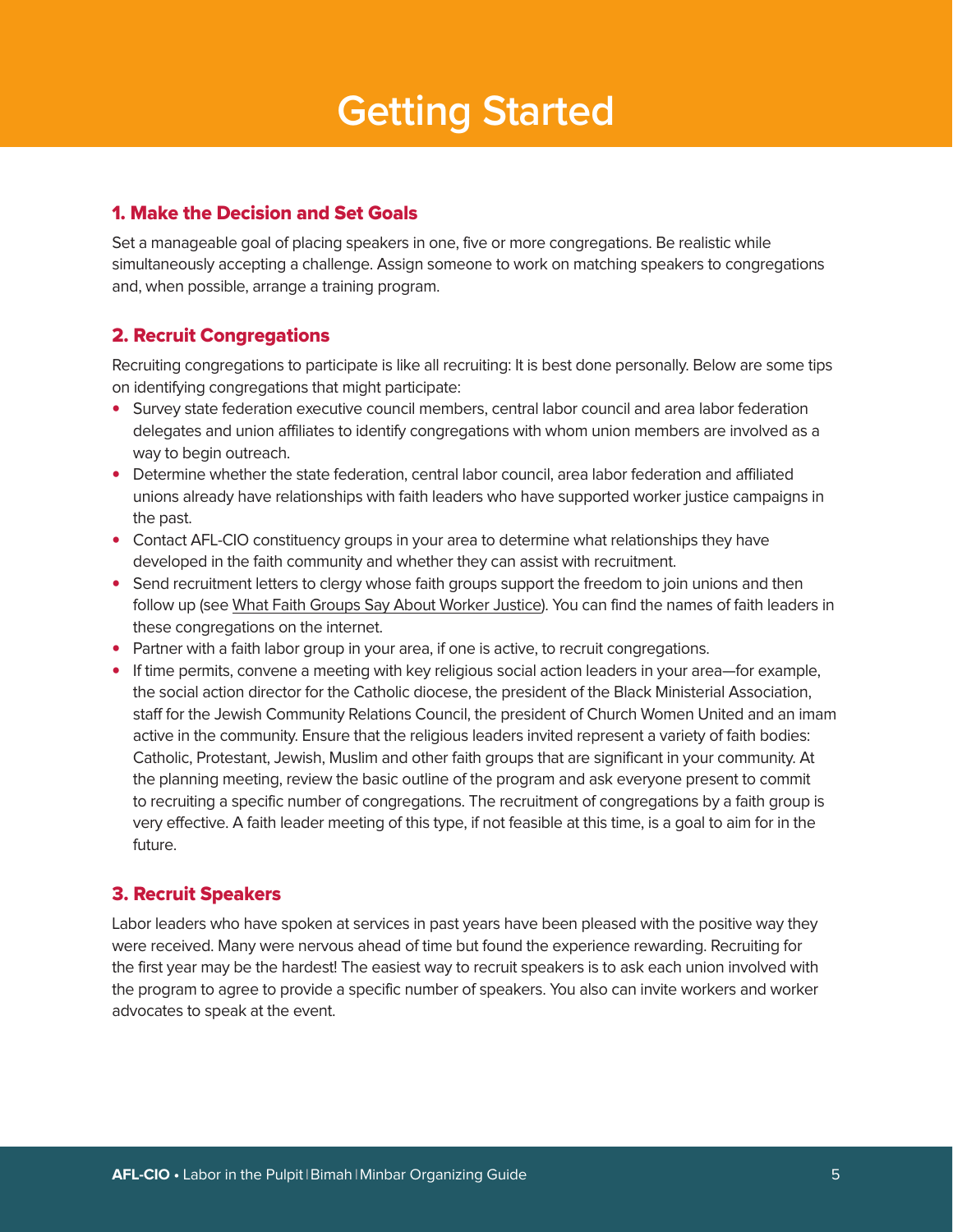# Getting Started

## 1. Make the Decision and Set Goals

Set a manageable goal of placing speakers in one, five or more congregations. Be realistic while simultaneously accepting a challenge. Assign someone to work on matching speakers to congregations and, when possible, arrange a training program.

## 2. Recruit Congregations

Recruiting congregations to participate is like all recruiting: It is best done personally. Below are some tips on identifying congregations that might participate:

- Survey state federation executive council members, central labor council and area labor federation delegates and union affiliates to identify congregations with whom union members are involved as a way to begin outreach.
- Determine whether the state federation, central labor council, area labor federation and affiliated unions already have relationships with faith leaders who have supported worker justice campaigns in the past.
- Contact AFL-CIO constituency groups in your area to determine what relationships they have developed in the faith community and whether they can assist with recruitment.
- Send recruitment letters to clergy whose faith groups support the freedom to join unions and then follow up (see What Faith Groups Say About Worker Justice). You can find the names of faith leaders in these congregations on the internet.
- Partner with a faith labor group in your area, if one is active, to recruit congregations.
- If time permits, convene a meeting with key religious social action leaders in your area—for example, the social action director for the Catholic diocese, the president of the Black Ministerial Association, staff for the Jewish Community Relations Council, the president of Church Women United and an imam active in the community. Ensure that the religious leaders invited represent a variety of faith bodies: Catholic, Protestant, Jewish, Muslim and other faith groups that are significant in your community. At the planning meeting, review the basic outline of the program and ask everyone present to commit to recruiting a specific number of congregations. The recruitment of congregations by a faith group is very effective. A faith leader meeting of this type, if not feasible at this time, is a goal to aim for in the future.

## 3. Recruit Speakers

Labor leaders who have spoken at services in past years have been pleased with the positive way they were received. Many were nervous ahead of time but found the experience rewarding. Recruiting for the first year may be the hardest! The easiest way to recruit speakers is to ask each union involved with the program to agree to provide a specific number of speakers. You also can invite workers and worker advocates to speak at the event.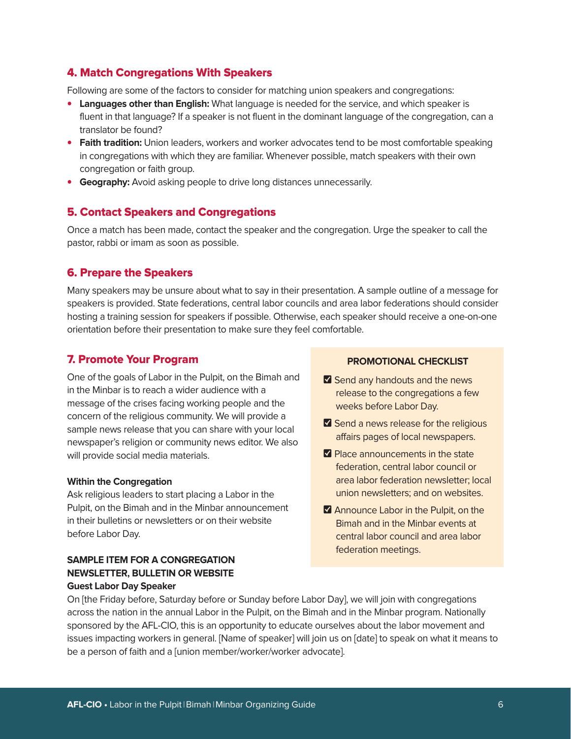## 4. Match Congregations With Speakers

Following are some of the factors to consider for matching union speakers and congregations:

- **Languages other than English:** What language is needed for the service, and which speaker is fluent in that language? If a speaker is not fluent in the dominant language of the congregation, can a translator be found?
- **Faith tradition:** Union leaders, workers and worker advocates tend to be most comfortable speaking in congregations with which they are familiar. Whenever possible, match speakers with their own congregation or faith group.
- **Geography:** Avoid asking people to drive long distances unnecessarily.

## 5. Contact Speakers and Congregations

Once a match has been made, contact the speaker and the congregation. Urge the speaker to call the pastor, rabbi or imam as soon as possible.

## 6. Prepare the Speakers

Many speakers may be unsure about what to say in their presentation. A sample outline of a message for speakers is provided. State federations, central labor councils and area labor federations should consider hosting a training session for speakers if possible. Otherwise, each speaker should receive a one-on-one orientation before their presentation to make sure they feel comfortable.

## 7. Promote Your Program

One of the goals of Labor in the Pulpit, on the Bimah and in the Minbar is to reach a wider audience with a message of the crises facing working people and the concern of the religious community. We will provide a sample news release that you can share with your local newspaper's religion or community news editor. We also will provide social media materials.

**Within the Congregation**

Ask religious leaders to start placing a Labor in the Pulpit, on the Bimah and in the Minbar announcement in their bulletins or newsletters or on their website before Labor Day.

**PROMOTIONAL CHECKLIST**

- ☑ Send any handouts and the news release to the congregations a few weeks before Labor Day.
- ☑ Send a news release for the religious affairs pages of local newspapers.
- ☑ Place announcements in the state federation, central labor council or area labor federation newsletter; local union newsletters; and on websites.
- ☑ Announce Labor in the Pulpit, on the Bimah and in the Minbar events at central labor council and area labor federation meetings.

**SAMPLE ITEM FOR A CONGREGATION NEWSLETTER, BULLETIN OR WEBSITE**

**Guest Labor Day Speaker**

On [the Friday before, Saturday before or Sunday before Labor Day], we will join with congregations across the nation in the annual Labor in the Pulpit, on the Bimah and in the Minbar program. Nationally sponsored by the AFL-CIO, this is an opportunity to educate ourselves about the labor movement and issues impacting workers in general. [Name of speaker] will join us on [date] to speak on what it means to be a person of faith and a [union member/worker/worker advocate].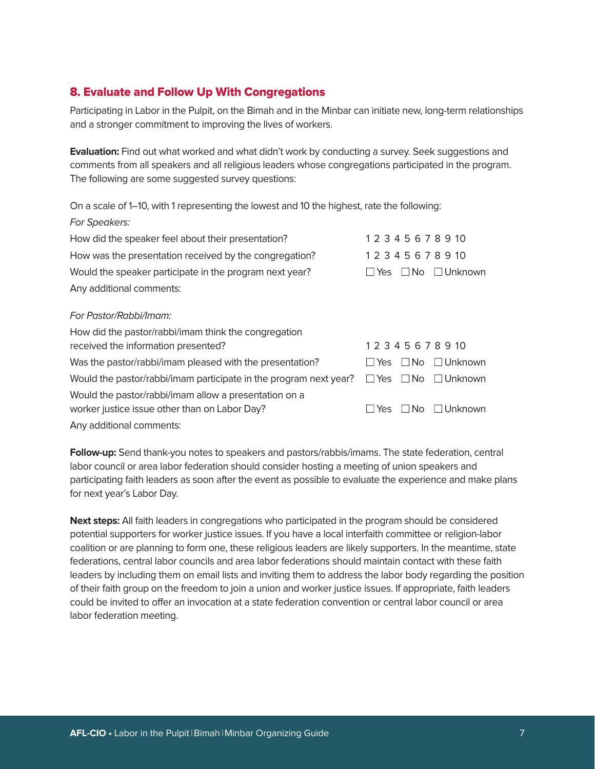## 8. Evaluate and Follow Up With Congregations

Participating in Labor in the Pulpit, on the Bimah and in the Minbar can initiate new, long-term relationships and a stronger commitment to improving the lives of workers.

**Evaluation:** Find out what worked and what didn't work by conducting a survey. Seek suggestions and comments from all speakers and all religious leaders whose congregations participated in the program. The following are some suggested survey questions:

On a scale of 1–10, with 1 representing the lowest and 10 the highest, rate the following:

*For Speakers:*

| | |
|---|---|
| How did the speaker feel about their presentation? | 1 2 3 4 5 6 7 8 9 10 |
| How was the presentation received by the congregation? | 1 2 3 4 5 6 7 8 9 10 |
| Would the speaker participate in the program next year? | ☐ Yes ☐ No ☐ Unknown |
| Any additional comments: | |

*For Pastor/Rabbi/Imam:*

| | |
|---|---|
| How did the pastor/rabbi/imam think the congregation received the information presented? | 1 2 3 4 5 6 7 8 9 10 |
| Was the pastor/rabbi/imam pleased with the presentation? | ☐ Yes ☐ No ☐ Unknown |
| Would the pastor/rabbi/imam participate in the program next year? | ☐ Yes ☐ No ☐ Unknown |
| Would the pastor/rabbi/imam allow a presentation on a worker justice issue other than on Labor Day? | ☐ Yes ☐ No ☐ Unknown |
| Any additional comments: | |

**Follow-up:** Send thank-you notes to speakers and pastors/rabbis/imams. The state federation, central labor council or area labor federation should consider hosting a meeting of union speakers and participating faith leaders as soon after the event as possible to evaluate the experience and make plans for next year's Labor Day.

**Next steps:** All faith leaders in congregations who participated in the program should be considered potential supporters for worker justice issues. If you have a local interfaith committee or religion-labor coalition or are planning to form one, these religious leaders are likely supporters. In the meantime, state federations, central labor councils and area labor federations should maintain contact with these faith leaders by including them on email lists and inviting them to address the labor body regarding the position of their faith group on the freedom to join a union and worker justice issues. If appropriate, faith leaders could be invited to offer an invocation at a state federation convention or central labor council or area labor federation meeting.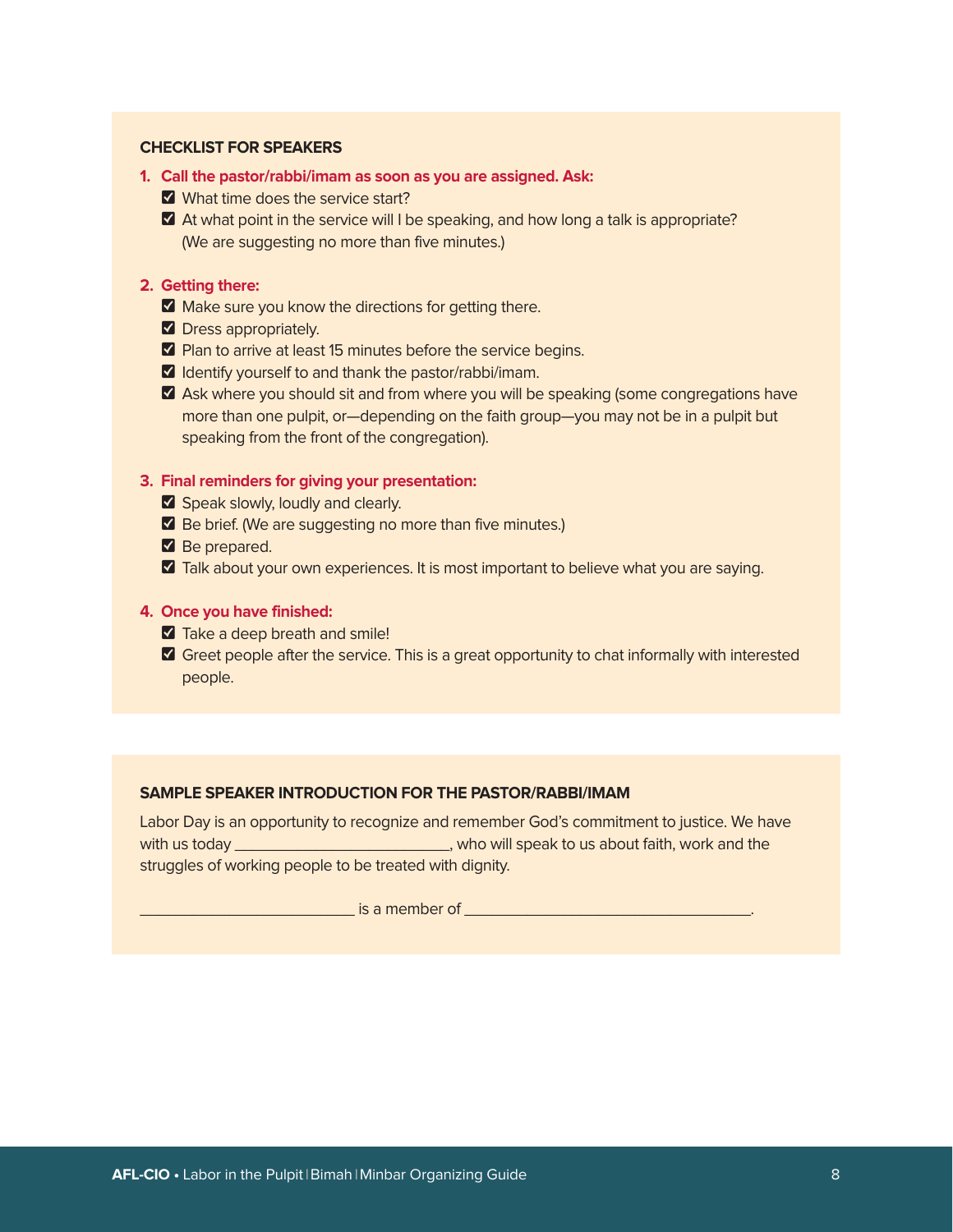## CHECKLIST FOR SPEAKERS

1. **Call the pastor/rabbi/imam as soon as you are assigned. Ask:**
   - ☑ What time does the service start?
   - ☑ At what point in the service will I be speaking, and how long a talk is appropriate? (We are suggesting no more than five minutes.)

2. **Getting there:**
   - ☑ Make sure you know the directions for getting there.
   - ☑ Dress appropriately.
   - ☑ Plan to arrive at least 15 minutes before the service begins.
   - ☑ Identify yourself to and thank the pastor/rabbi/imam.
   - ☑ Ask where you should sit and from where you will be speaking (some congregations have more than one pulpit, or—depending on the faith group—you may not be in a pulpit but speaking from the front of the congregation).

3. **Final reminders for giving your presentation:**
   - ☑ Speak slowly, loudly and clearly.
   - ☑ Be brief. (We are suggesting no more than five minutes.)
   - ☑ Be prepared.
   - ☑ Talk about your own experiences. It is most important to believe what you are saying.

4. **Once you have finished:**
   - ☑ Take a deep breath and smile!
   - ☑ Greet people after the service. This is a great opportunity to chat informally with interested people.

## SAMPLE SPEAKER INTRODUCTION FOR THE PASTOR/RABBI/IMAM

Labor Day is an opportunity to recognize and remember God's commitment to justice. We have with us today __________________________, who will speak to us about faith, work and the struggles of working people to be treated with dignity.

__________________________ is a member of ___________________________________.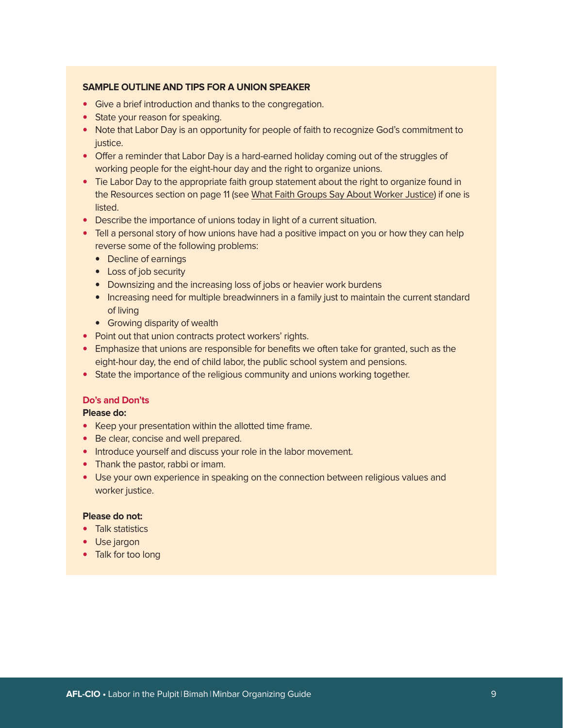## SAMPLE OUTLINE AND TIPS FOR A UNION SPEAKER

- Give a brief introduction and thanks to the congregation.
- State your reason for speaking.
- Note that Labor Day is an opportunity for people of faith to recognize God's commitment to justice.
- Offer a reminder that Labor Day is a hard-earned holiday coming out of the struggles of working people for the eight-hour day and the right to organize unions.
- Tie Labor Day to the appropriate faith group statement about the right to organize found in the Resources section on page 11 (see What Faith Groups Say About Worker Justice) if one is listed.
- Describe the importance of unions today in light of a current situation.
- Tell a personal story of how unions have had a positive impact on you or how they can help reverse some of the following problems:
  - Decline of earnings
  - Loss of job security
  - Downsizing and the increasing loss of jobs or heavier work burdens
  - Increasing need for multiple breadwinners in a family just to maintain the current standard of living
  - Growing disparity of wealth
- Point out that union contracts protect workers' rights.
- Emphasize that unions are responsible for benefits we often take for granted, such as the eight-hour day, the end of child labor, the public school system and pensions.
- State the importance of the religious community and unions working together.

### Do's and Don'ts

**Please do:**

- Keep your presentation within the allotted time frame.
- Be clear, concise and well prepared.
- Introduce yourself and discuss your role in the labor movement.
- Thank the pastor, rabbi or imam.
- Use your own experience in speaking on the connection between religious values and worker justice.

**Please do not:**

- Talk statistics
- Use jargon
- Talk for too long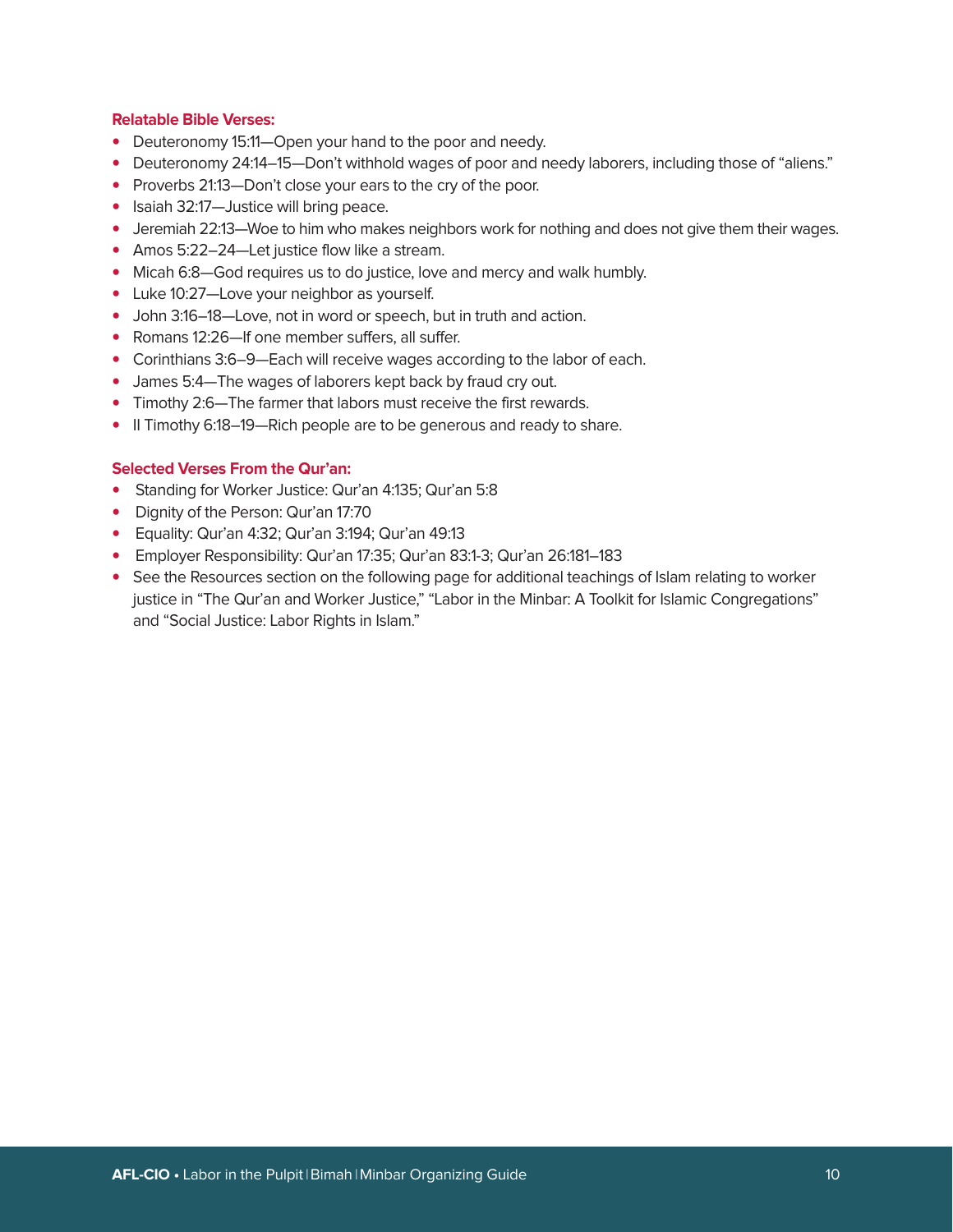**Relatable Bible Verses:**

- Deuteronomy 15:11—Open your hand to the poor and needy.
- Deuteronomy 24:14–15—Don't withhold wages of poor and needy laborers, including those of "aliens."
- Proverbs 21:13—Don't close your ears to the cry of the poor.
- Isaiah 32:17—Justice will bring peace.
- Jeremiah 22:13—Woe to him who makes neighbors work for nothing and does not give them their wages.
- Amos 5:22–24—Let justice flow like a stream.
- Micah 6:8—God requires us to do justice, love and mercy and walk humbly.
- Luke 10:27—Love your neighbor as yourself.
- John 3:16–18—Love, not in word or speech, but in truth and action.
- Romans 12:26—If one member suffers, all suffer.
- Corinthians 3:6–9—Each will receive wages according to the labor of each.
- James 5:4—The wages of laborers kept back by fraud cry out.
- Timothy 2:6—The farmer that labors must receive the first rewards.
- II Timothy 6:18–19—Rich people are to be generous and ready to share.

**Selected Verses From the Qur'an:**

- Standing for Worker Justice: Qur'an 4:135; Qur'an 5:8
- Dignity of the Person: Qur'an 17:70
- Equality: Qur'an 4:32; Qur'an 3:194; Qur'an 49:13
- Employer Responsibility: Qur'an 17:35; Qur'an 83:1-3; Qur'an 26:181–183
- See the Resources section on the following page for additional teachings of Islam relating to worker justice in "The Qur'an and Worker Justice," "Labor in the Minbar: A Toolkit for Islamic Congregations" and "Social Justice: Labor Rights in Islam."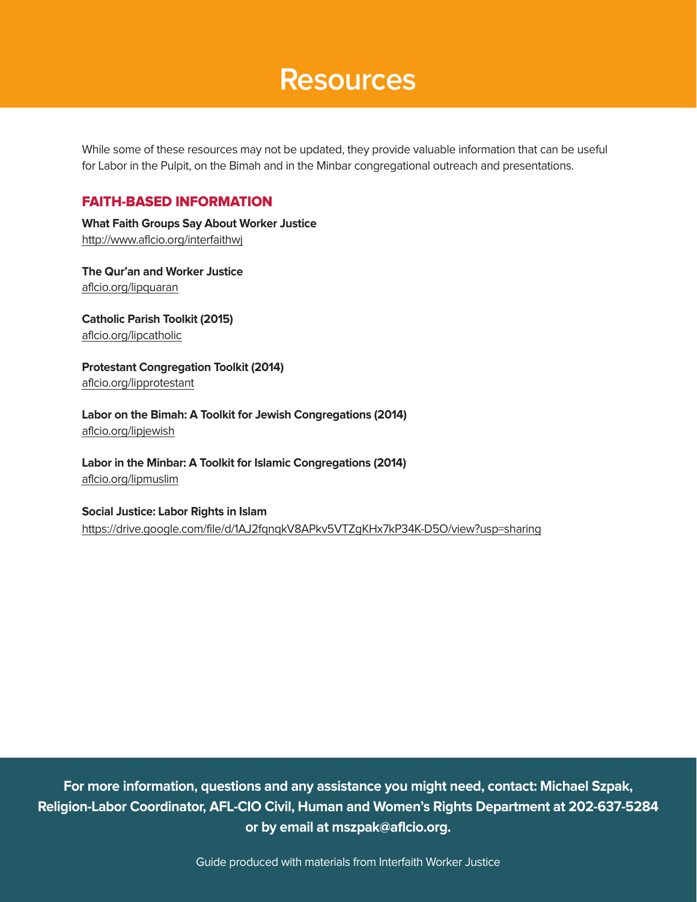# Resources

While some of these resources may not be updated, they provide valuable information that can be useful for Labor in the Pulpit, on the Bimah and in the Minbar congregational outreach and presentations.

## FAITH-BASED INFORMATION

**What Faith Groups Say About Worker Justice**
http://www.aflcio.org/interfaithwj

**The Qur'an and Worker Justice**
aflcio.org/lipquaran

**Catholic Parish Toolkit (2015)**
aflcio.org/lipcatholic

**Protestant Congregation Toolkit (2014)**
aflcio.org/lipprotestant

**Labor on the Bimah: A Toolkit for Jewish Congregations (2014)**
aflcio.org/lipjewish

**Labor in the Minbar: A Toolkit for Islamic Congregations (2014)**
aflcio.org/lipmuslim

**Social Justice: Labor Rights in Islam**
https://drive.google.com/file/d/1AJ2fqnqkV8APkv5VTZgKHx7kP34K-D5O/view?usp=sharing

**For more information, questions and any assistance you might need, contact: Michael Szpak, Religion-Labor Coordinator, AFL-CIO Civil, Human and Women's Rights Department at 202-637-5284 or by email at mszpak@aflcio.org.**

Guide produced with materials from Interfaith Worker Justice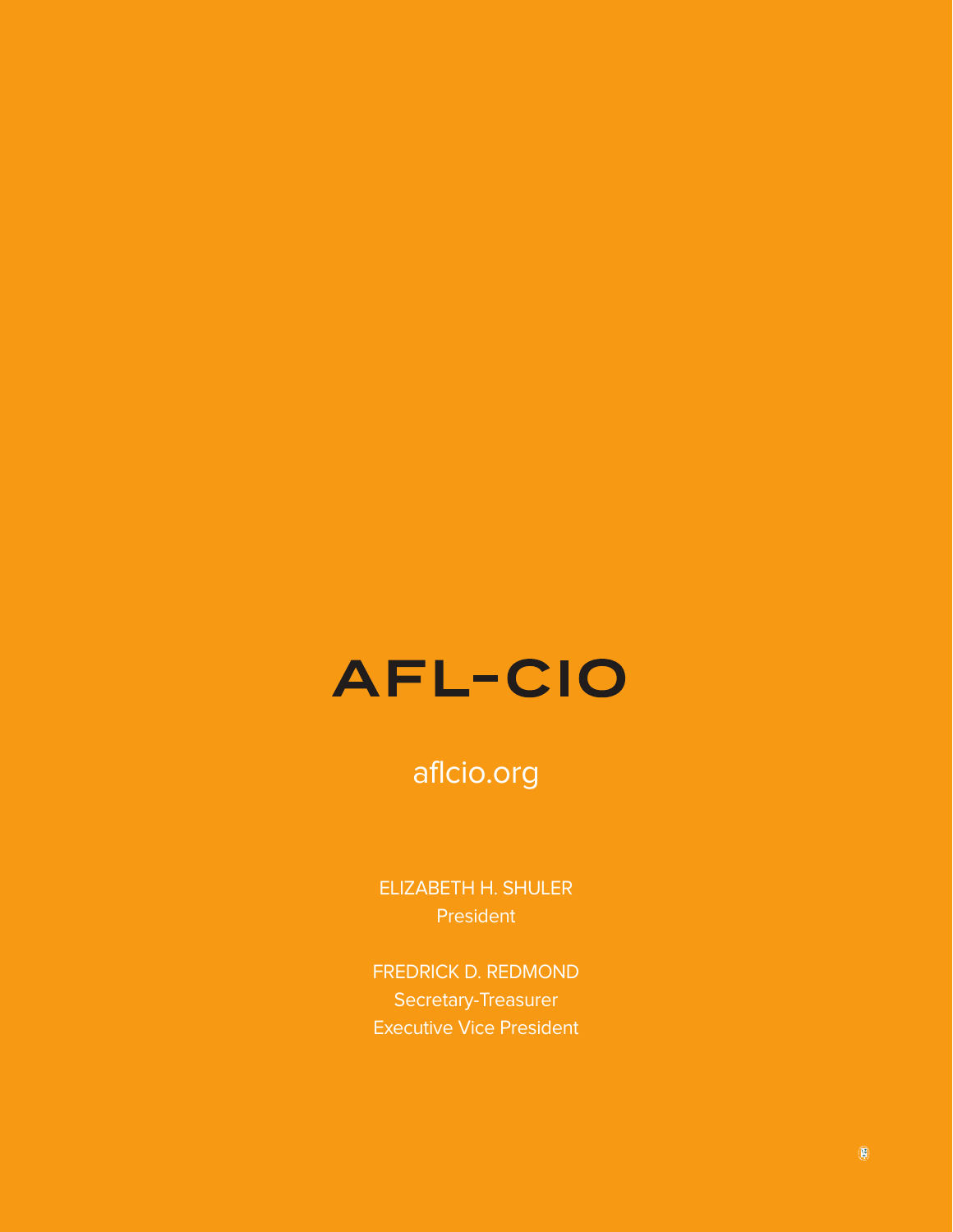# AFL-CIO

aflcio.org

ELIZABETH H. SHULER
President

FREDRICK D. REDMOND
Secretary-Treasurer
Executive Vice President